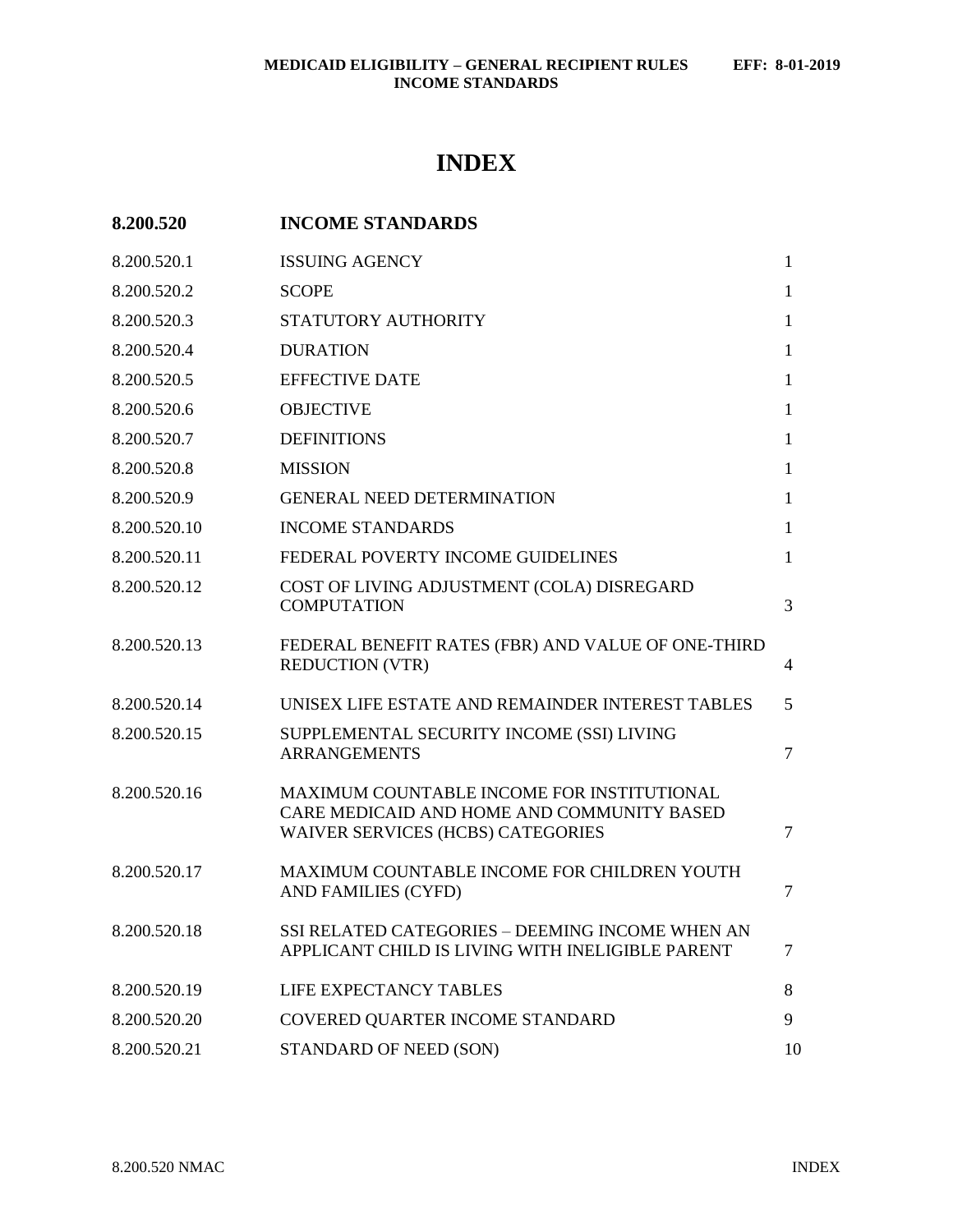# INDEX

| 8.200.520 | INCOME STANDARDS | |
|---|---|---|
| 8.200.520.1 | ISSUING AGENCY | 1 |
| 8.200.520.2 | SCOPE | 1 |
| 8.200.520.3 | STATUTORY AUTHORITY | 1 |
| 8.200.520.4 | DURATION | 1 |
| 8.200.520.5 | EFFECTIVE DATE | 1 |
| 8.200.520.6 | OBJECTIVE | 1 |
| 8.200.520.7 | DEFINITIONS | 1 |
| 8.200.520.8 | MISSION | 1 |
| 8.200.520.9 | GENERAL NEED DETERMINATION | 1 |
| 8.200.520.10 | INCOME STANDARDS | 1 |
| 8.200.520.11 | FEDERAL POVERTY INCOME GUIDELINES | 1 |
| 8.200.520.12 | COST OF LIVING ADJUSTMENT (COLA) DISREGARD COMPUTATION | 3 |
| 8.200.520.13 | FEDERAL BENEFIT RATES (FBR) AND VALUE OF ONE-THIRD REDUCTION (VTR) | 4 |
| 8.200.520.14 | UNISEX LIFE ESTATE AND REMAINDER INTEREST TABLES | 5 |
| 8.200.520.15 | SUPPLEMENTAL SECURITY INCOME (SSI) LIVING ARRANGEMENTS | 7 |
| 8.200.520.16 | MAXIMUM COUNTABLE INCOME FOR INSTITUTIONAL CARE MEDICAID AND HOME AND COMMUNITY BASED WAIVER SERVICES (HCBS) CATEGORIES | 7 |
| 8.200.520.17 | MAXIMUM COUNTABLE INCOME FOR CHILDREN YOUTH AND FAMILIES (CYFD) | 7 |
| 8.200.520.18 | SSI RELATED CATEGORIES – DEEMING INCOME WHEN AN APPLICANT CHILD IS LIVING WITH INELIGIBLE PARENT | 7 |
| 8.200.520.19 | LIFE EXPECTANCY TABLES | 8 |
| 8.200.520.20 | COVERED QUARTER INCOME STANDARD | 9 |
| 8.200.520.21 | STANDARD OF NEED (SON) | 10 |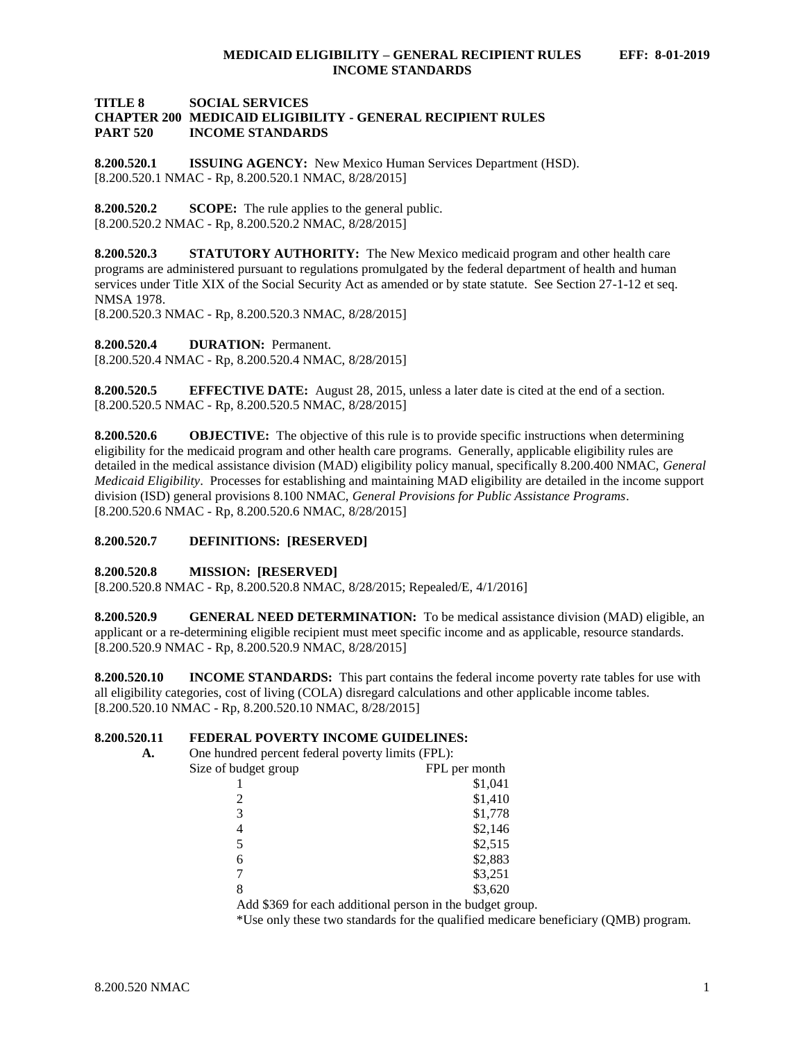# TITLE 8 SOCIAL SERVICES
## CHAPTER 200 MEDICAID ELIGIBILITY - GENERAL RECIPIENT RULES
## PART 520 INCOME STANDARDS

**8.200.520.1 ISSUING AGENCY:** New Mexico Human Services Department (HSD).
[8.200.520.1 NMAC - Rp, 8.200.520.1 NMAC, 8/28/2015]

**8.200.520.2 SCOPE:** The rule applies to the general public.
[8.200.520.2 NMAC - Rp, 8.200.520.2 NMAC, 8/28/2015]

**8.200.520.3 STATUTORY AUTHORITY:** The New Mexico medicaid program and other health care programs are administered pursuant to regulations promulgated by the federal department of health and human services under Title XIX of the Social Security Act as amended or by state statute. See Section 27-1-12 et seq. NMSA 1978.
[8.200.520.3 NMAC - Rp, 8.200.520.3 NMAC, 8/28/2015]

**8.200.520.4 DURATION:** Permanent.
[8.200.520.4 NMAC - Rp, 8.200.520.4 NMAC, 8/28/2015]

**8.200.520.5 EFFECTIVE DATE:** August 28, 2015, unless a later date is cited at the end of a section.
[8.200.520.5 NMAC - Rp, 8.200.520.5 NMAC, 8/28/2015]

**8.200.520.6 OBJECTIVE:** The objective of this rule is to provide specific instructions when determining eligibility for the medicaid program and other health care programs. Generally, applicable eligibility rules are detailed in the medical assistance division (MAD) eligibility policy manual, specifically 8.200.400 NMAC, *General Medicaid Eligibility*. Processes for establishing and maintaining MAD eligibility are detailed in the income support division (ISD) general provisions 8.100 NMAC, *General Provisions for Public Assistance Programs*.
[8.200.520.6 NMAC - Rp, 8.200.520.6 NMAC, 8/28/2015]

**8.200.520.7 DEFINITIONS: [RESERVED]**

**8.200.520.8 MISSION: [RESERVED]**
[8.200.520.8 NMAC - Rp, 8.200.520.8 NMAC, 8/28/2015; Repealed/E, 4/1/2016]

**8.200.520.9 GENERAL NEED DETERMINATION:** To be medical assistance division (MAD) eligible, an applicant or a re-determining eligible recipient must meet specific income and as applicable, resource standards.
[8.200.520.9 NMAC - Rp, 8.200.520.9 NMAC, 8/28/2015]

**8.200.520.10 INCOME STANDARDS:** This part contains the federal income poverty rate tables for use with all eligibility categories, cost of living (COLA) disregard calculations and other applicable income tables.
[8.200.520.10 NMAC - Rp, 8.200.520.10 NMAC, 8/28/2015]

**8.200.520.11 FEDERAL POVERTY INCOME GUIDELINES:**

**A.** One hundred percent federal poverty limits (FPL):

| Size of budget group | FPL per month |
|---|---|
| 1 | $1,041 |
| 2 | $1,410 |
| 3 | $1,778 |
| 4 | $2,146 |
| 5 | $2,515 |
| 6 | $2,883 |
| 7 | $3,251 |
| 8 | $3,620 |

Add $369 for each additional person in the budget group.

*Use only these two standards for the qualified medicare beneficiary (QMB) program.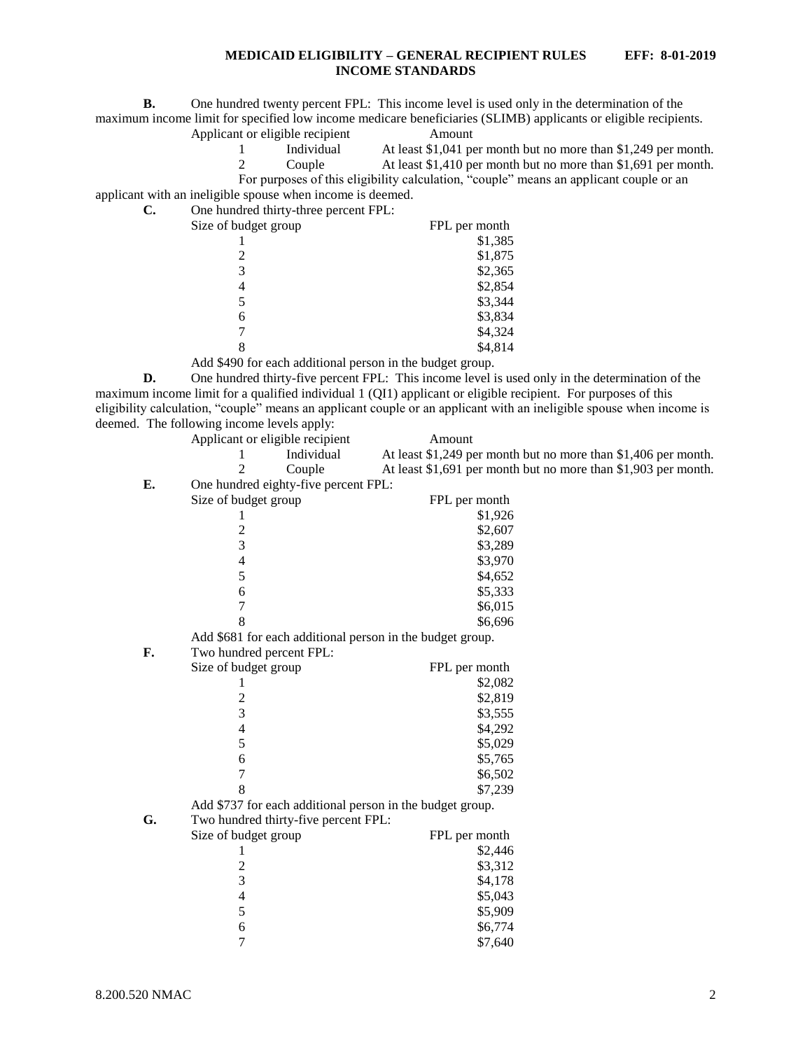**B.** One hundred twenty percent FPL: This income level is used only in the determination of the maximum income limit for specified low income medicare beneficiaries (SLIMB) applicants or eligible recipients.

| Applicant or eligible recipient | | Amount |
|---|---|---|
| 1 | Individual | At least $1,041 per month but no more than $1,249 per month. |
| 2 | Couple | At least $1,410 per month but no more than $1,691 per month. |

For purposes of this eligibility calculation, "couple" means an applicant couple or an applicant with an ineligible spouse when income is deemed.

**C.** One hundred thirty-three percent FPL:

| Size of budget group | FPL per month |
|---|---|
| 1 | $1,385 |
| 2 | $1,875 |
| 3 | $2,365 |
| 4 | $2,854 |
| 5 | $3,344 |
| 6 | $3,834 |
| 7 | $4,324 |
| 8 | $4,814 |

Add $490 for each additional person in the budget group.

**D.** One hundred thirty-five percent FPL: This income level is used only in the determination of the maximum income limit for a qualified individual 1 (QI1) applicant or eligible recipient. For purposes of this eligibility calculation, "couple" means an applicant couple or an applicant with an ineligible spouse when income is deemed. The following income levels apply:

| Applicant or eligible recipient | | Amount |
|---|---|---|
| 1 | Individual | At least $1,249 per month but no more than $1,406 per month. |
| 2 | Couple | At least $1,691 per month but no more than $1,903 per month. |

**E.** One hundred eighty-five percent FPL:

| Size of budget group | FPL per month |
|---|---|
| 1 | $1,926 |
| 2 | $2,607 |
| 3 | $3,289 |
| 4 | $3,970 |
| 5 | $4,652 |
| 6 | $5,333 |
| 7 | $6,015 |
| 8 | $6,696 |

Add $681 for each additional person in the budget group.

**F.** Two hundred percent FPL:

| Size of budget group | FPL per month |
|---|---|
| 1 | $2,082 |
| 2 | $2,819 |
| 3 | $3,555 |
| 4 | $4,292 |
| 5 | $5,029 |
| 6 | $5,765 |
| 7 | $6,502 |
| 8 | $7,239 |

Add $737 for each additional person in the budget group.

**G.** Two hundred thirty-five percent FPL:

| Size of budget group | FPL per month |
|---|---|
| 1 | $2,446 |
| 2 | $3,312 |
| 3 | $4,178 |
| 4 | $5,043 |
| 5 | $5,909 |
| 6 | $6,774 |
| 7 | $7,640 |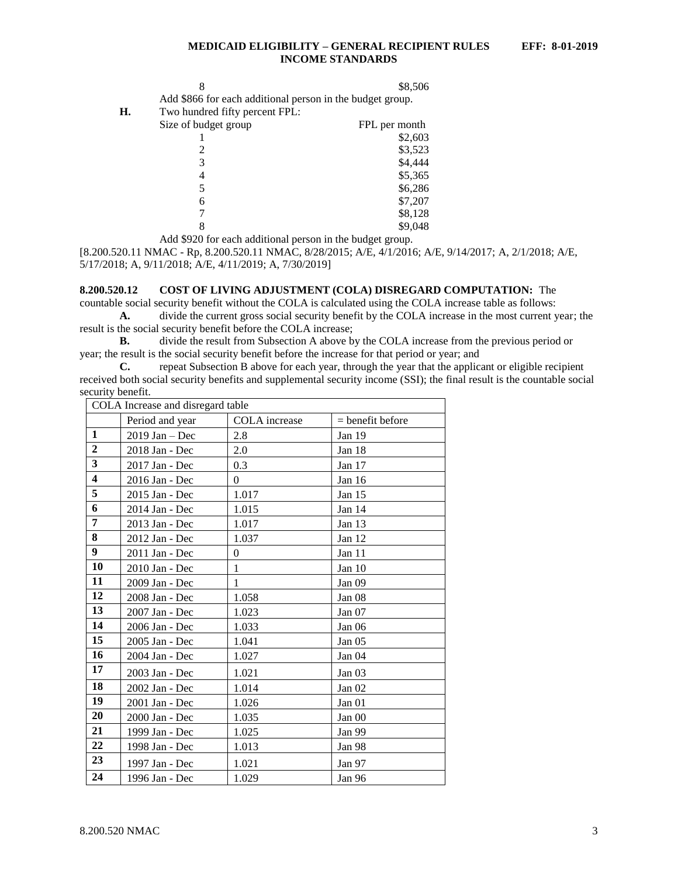| | |
|---|---|
| 8 | $8,506 |

Add $866 for each additional person in the budget group.

**H.** Two hundred fifty percent FPL:

| Size of budget group | FPL per month |
|---|---|
| 1 | $2,603 |
| 2 | $3,523 |
| 3 | $4,444 |
| 4 | $5,365 |
| 5 | $6,286 |
| 6 | $7,207 |
| 7 | $8,128 |
| 8 | $9,048 |

Add $920 for each additional person in the budget group.

[8.200.520.11 NMAC - Rp, 8.200.520.11 NMAC, 8/28/2015; A/E, 4/1/2016; A/E, 9/14/2017; A, 2/1/2018; A/E, 5/17/2018; A, 9/11/2018; A/E, 4/11/2019; A, 7/30/2019]

**8.200.520.12 COST OF LIVING ADJUSTMENT (COLA) DISREGARD COMPUTATION:** The countable social security benefit without the COLA is calculated using the COLA increase table as follows:

**A.** divide the current gross social security benefit by the COLA increase in the most current year; the result is the social security benefit before the COLA increase;

**B.** divide the result from Subsection A above by the COLA increase from the previous period or year; the result is the social security benefit before the increase for that period or year; and

**C.** repeat Subsection B above for each year, through the year that the applicant or eligible recipient received both social security benefits and supplemental security income (SSI); the final result is the countable social security benefit.

| COLA Increase and disregard table | | | |
|---|---|---|---|
| | Period and year | COLA increase | = benefit before |
| **1** | 2019 Jan – Dec | 2.8 | Jan 19 |
| **2** | 2018 Jan - Dec | 2.0 | Jan 18 |
| **3** | 2017 Jan - Dec | 0.3 | Jan 17 |
| **4** | 2016 Jan - Dec | 0 | Jan 16 |
| **5** | 2015 Jan - Dec | 1.017 | Jan 15 |
| **6** | 2014 Jan - Dec | 1.015 | Jan 14 |
| **7** | 2013 Jan - Dec | 1.017 | Jan 13 |
| **8** | 2012 Jan - Dec | 1.037 | Jan 12 |
| **9** | 2011 Jan - Dec | 0 | Jan 11 |
| **10** | 2010 Jan - Dec | 1 | Jan 10 |
| **11** | 2009 Jan - Dec | 1 | Jan 09 |
| **12** | 2008 Jan - Dec | 1.058 | Jan 08 |
| **13** | 2007 Jan - Dec | 1.023 | Jan 07 |
| **14** | 2006 Jan - Dec | 1.033 | Jan 06 |
| **15** | 2005 Jan - Dec | 1.041 | Jan 05 |
| **16** | 2004 Jan - Dec | 1.027 | Jan 04 |
| **17** | 2003 Jan - Dec | 1.021 | Jan 03 |
| **18** | 2002 Jan - Dec | 1.014 | Jan 02 |
| **19** | 2001 Jan - Dec | 1.026 | Jan 01 |
| **20** | 2000 Jan - Dec | 1.035 | Jan 00 |
| **21** | 1999 Jan - Dec | 1.025 | Jan 99 |
| **22** | 1998 Jan - Dec | 1.013 | Jan 98 |
| **23** | 1997 Jan - Dec | 1.021 | Jan 97 |
| **24** | 1996 Jan - Dec | 1.029 | Jan 96 |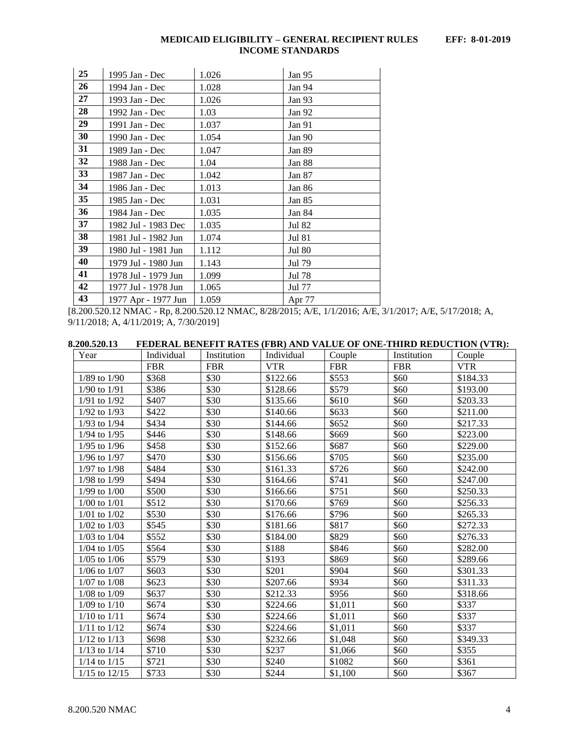| | | | |
|---|---|---|---|
| **25** | 1995 Jan - Dec | 1.026 | Jan 95 |
| **26** | 1994 Jan - Dec | 1.028 | Jan 94 |
| **27** | 1993 Jan - Dec | 1.026 | Jan 93 |
| **28** | 1992 Jan - Dec | 1.03 | Jan 92 |
| **29** | 1991 Jan - Dec | 1.037 | Jan 91 |
| **30** | 1990 Jan - Dec | 1.054 | Jan 90 |
| **31** | 1989 Jan - Dec | 1.047 | Jan 89 |
| **32** | 1988 Jan - Dec | 1.04 | Jan 88 |
| **33** | 1987 Jan - Dec | 1.042 | Jan 87 |
| **34** | 1986 Jan - Dec | 1.013 | Jan 86 |
| **35** | 1985 Jan - Dec | 1.031 | Jan 85 |
| **36** | 1984 Jan - Dec | 1.035 | Jan 84 |
| **37** | 1982 Jul - 1983 Dec | 1.035 | Jul 82 |
| **38** | 1981 Jul - 1982 Jun | 1.074 | Jul 81 |
| **39** | 1980 Jul - 1981 Jun | 1.112 | Jul 80 |
| **40** | 1979 Jul - 1980 Jun | 1.143 | Jul 79 |
| **41** | 1978 Jul - 1979 Jun | 1.099 | Jul 78 |
| **42** | 1977 Jul - 1978 Jun | 1.065 | Jul 77 |
| **43** | 1977 Apr - 1977 Jun | 1.059 | Apr 77 |

[8.200.520.12 NMAC - Rp, 8.200.520.12 NMAC, 8/28/2015; A/E, 1/1/2016; A/E, 3/1/2017; A/E, 5/17/2018; A, 9/11/2018; A, 4/11/2019; A, 7/30/2019]

**8.200.520.13 FEDERAL BENEFIT RATES (FBR) AND VALUE OF ONE-THIRD REDUCTION (VTR):**

| Year | Individual FBR | Institution FBR | Individual VTR | Couple FBR | Institution FBR | Couple VTR |
|---|---|---|---|---|---|---|
| 1/89 to 1/90 | $368 | $30 | $122.66 | $553 | $60 | $184.33 |
| 1/90 to 1/91 | $386 | $30 | $128.66 | $579 | $60 | $193.00 |
| 1/91 to 1/92 | $407 | $30 | $135.66 | $610 | $60 | $203.33 |
| 1/92 to 1/93 | $422 | $30 | $140.66 | $633 | $60 | $211.00 |
| 1/93 to 1/94 | $434 | $30 | $144.66 | $652 | $60 | $217.33 |
| 1/94 to 1/95 | $446 | $30 | $148.66 | $669 | $60 | $223.00 |
| 1/95 to 1/96 | $458 | $30 | $152.66 | $687 | $60 | $229.00 |
| 1/96 to 1/97 | $470 | $30 | $156.66 | $705 | $60 | $235.00 |
| 1/97 to 1/98 | $484 | $30 | $161.33 | $726 | $60 | $242.00 |
| 1/98 to 1/99 | $494 | $30 | $164.66 | $741 | $60 | $247.00 |
| 1/99 to 1/00 | $500 | $30 | $166.66 | $751 | $60 | $250.33 |
| 1/00 to 1/01 | $512 | $30 | $170.66 | $769 | $60 | $256.33 |
| 1/01 to 1/02 | $530 | $30 | $176.66 | $796 | $60 | $265.33 |
| 1/02 to 1/03 | $545 | $30 | $181.66 | $817 | $60 | $272.33 |
| 1/03 to 1/04 | $552 | $30 | $184.00 | $829 | $60 | $276.33 |
| 1/04 to 1/05 | $564 | $30 | $188 | $846 | $60 | $282.00 |
| 1/05 to 1/06 | $579 | $30 | $193 | $869 | $60 | $289.66 |
| 1/06 to 1/07 | $603 | $30 | $201 | $904 | $60 | $301.33 |
| 1/07 to 1/08 | $623 | $30 | $207.66 | $934 | $60 | $311.33 |
| 1/08 to 1/09 | $637 | $30 | $212.33 | $956 | $60 | $318.66 |
| 1/09 to 1/10 | $674 | $30 | $224.66 | $1,011 | $60 | $337 |
| 1/10 to 1/11 | $674 | $30 | $224.66 | $1,011 | $60 | $337 |
| 1/11 to 1/12 | $674 | $30 | $224.66 | $1,011 | $60 | $337 |
| 1/12 to 1/13 | $698 | $30 | $232.66 | $1,048 | $60 | $349.33 |
| 1/13 to 1/14 | $710 | $30 | $237 | $1,066 | $60 | $355 |
| 1/14 to 1/15 | $721 | $30 | $240 | $1082 | $60 | $361 |
| 1/15 to 12/15 | $733 | $30 | $244 | $1,100 | $60 | $367 |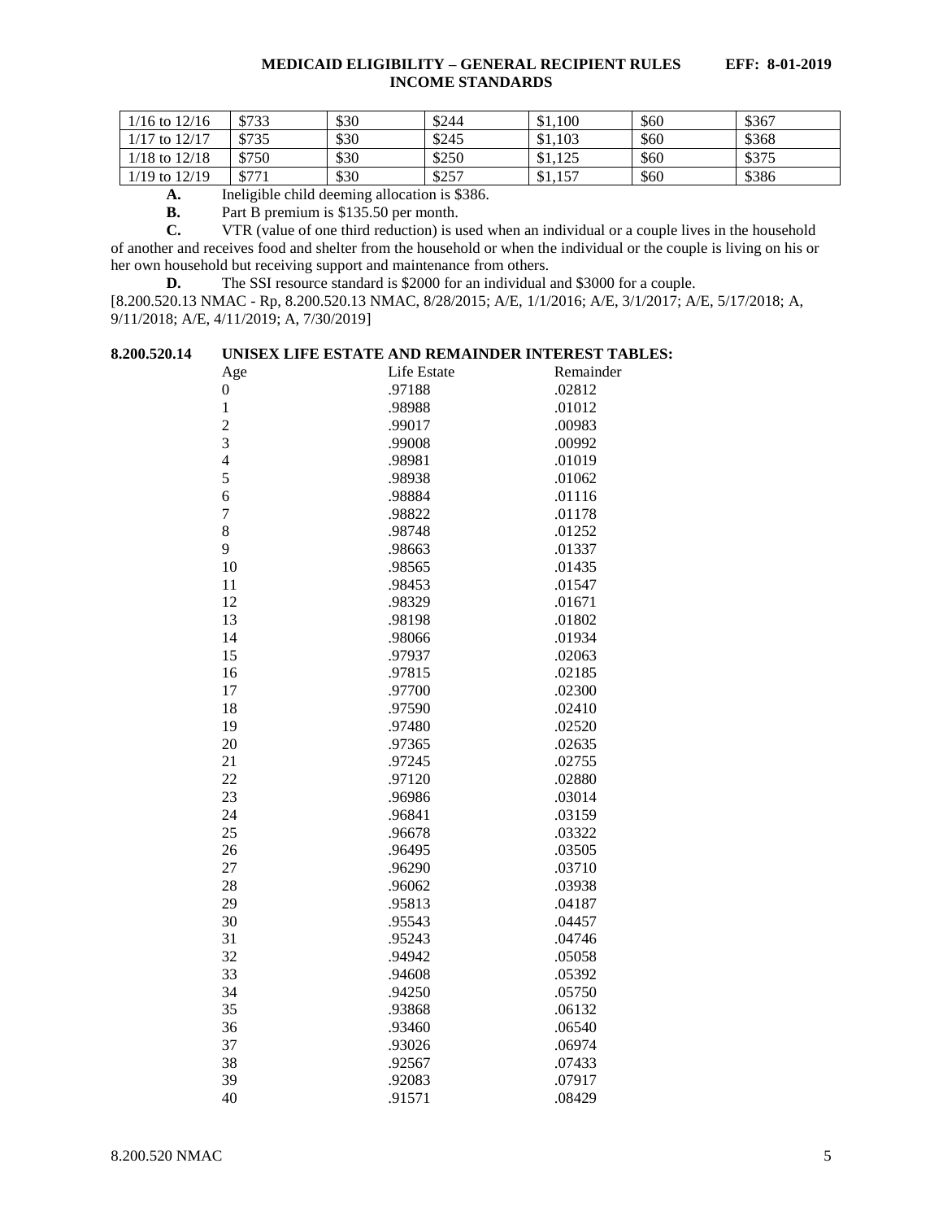| 1/16 to 12/16 | $733 | $30 | $244 | $1,100 | $60 | $367 |
|---|---|---|---|---|---|---|
| 1/17 to 12/17 | $735 | $30 | $245 | $1,103 | $60 | $368 |
| 1/18 to 12/18 | $750 | $30 | $250 | $1,125 | $60 | $375 |
| 1/19 to 12/19 | $771 | $30 | $257 | $1,157 | $60 | $386 |

**A.** Ineligible child deeming allocation is $386.

**B.** Part B premium is $135.50 per month.

**C.** VTR (value of one third reduction) is used when an individual or a couple lives in the household of another and receives food and shelter from the household or when the individual or the couple is living on his or her own household but receiving support and maintenance from others.

**D.** The SSI resource standard is $2000 for an individual and $3000 for a couple.

[8.200.520.13 NMAC - Rp, 8.200.520.13 NMAC, 8/28/2015; A/E, 1/1/2016; A/E, 3/1/2017; A/E, 5/17/2018; A, 9/11/2018; A/E, 4/11/2019; A, 7/30/2019]

**8.200.520.14 UNISEX LIFE ESTATE AND REMAINDER INTEREST TABLES:**

| Age | Life Estate | Remainder |
|---|---|---|
| 0 | .97188 | .02812 |
| 1 | .98988 | .01012 |
| 2 | .99017 | .00983 |
| 3 | .99008 | .00992 |
| 4 | .98981 | .01019 |
| 5 | .98938 | .01062 |
| 6 | .98884 | .01116 |
| 7 | .98822 | .01178 |
| 8 | .98748 | .01252 |
| 9 | .98663 | .01337 |
| 10 | .98565 | .01435 |
| 11 | .98453 | .01547 |
| 12 | .98329 | .01671 |
| 13 | .98198 | .01802 |
| 14 | .98066 | .01934 |
| 15 | .97937 | .02063 |
| 16 | .97815 | .02185 |
| 17 | .97700 | .02300 |
| 18 | .97590 | .02410 |
| 19 | .97480 | .02520 |
| 20 | .97365 | .02635 |
| 21 | .97245 | .02755 |
| 22 | .97120 | .02880 |
| 23 | .96986 | .03014 |
| 24 | .96841 | .03159 |
| 25 | .96678 | .03322 |
| 26 | .96495 | .03505 |
| 27 | .96290 | .03710 |
| 28 | .96062 | .03938 |
| 29 | .95813 | .04187 |
| 30 | .95543 | .04457 |
| 31 | .95243 | .04746 |
| 32 | .94942 | .05058 |
| 33 | .94608 | .05392 |
| 34 | .94250 | .05750 |
| 35 | .93868 | .06132 |
| 36 | .93460 | .06540 |
| 37 | .93026 | .06974 |
| 38 | .92567 | .07433 |
| 39 | .92083 | .07917 |
| 40 | .91571 | .08429 |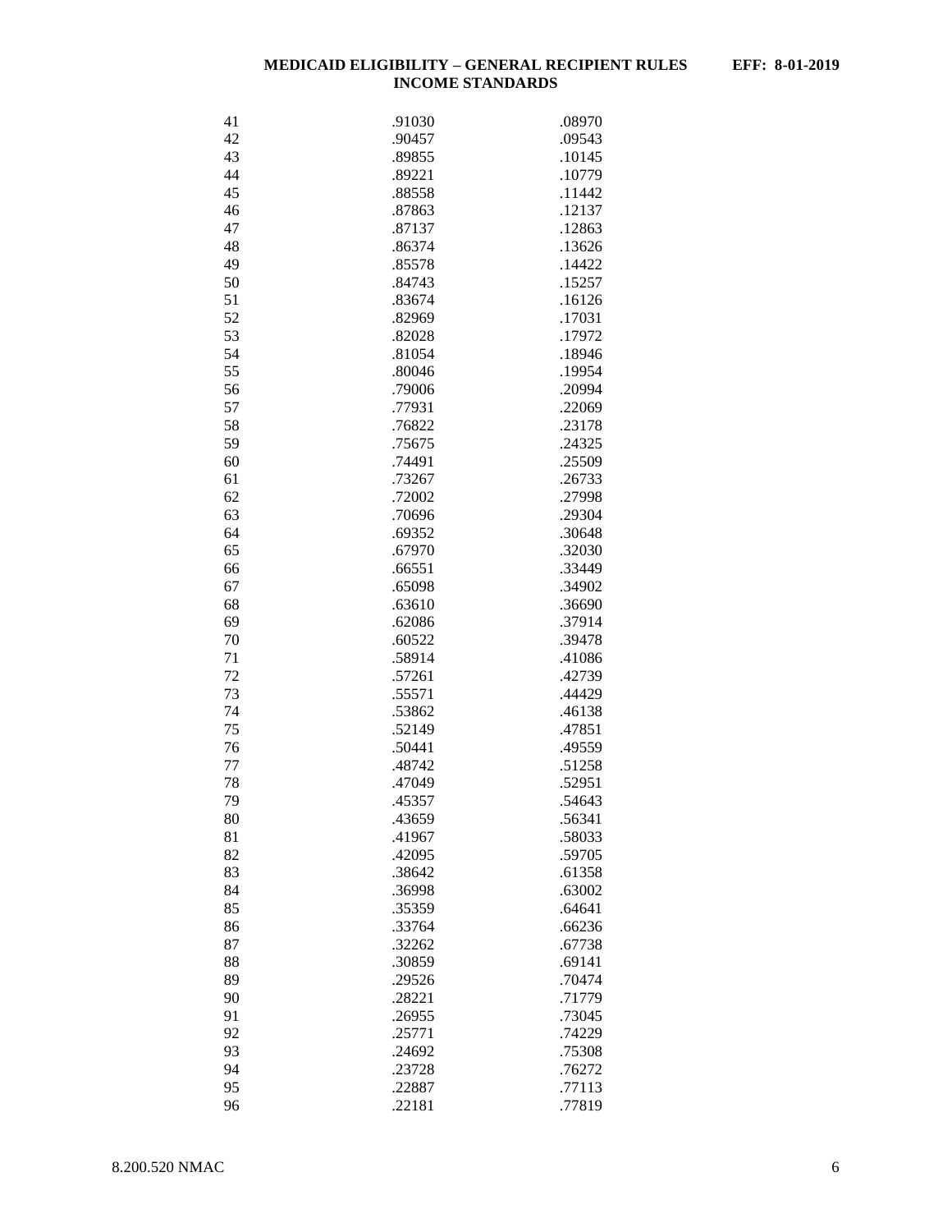| | | |
|---|---|---|
| 41 | .91030 | .08970 |
| 42 | .90457 | .09543 |
| 43 | .89855 | .10145 |
| 44 | .89221 | .10779 |
| 45 | .88558 | .11442 |
| 46 | .87863 | .12137 |
| 47 | .87137 | .12863 |
| 48 | .86374 | .13626 |
| 49 | .85578 | .14422 |
| 50 | .84743 | .15257 |
| 51 | .83674 | .16126 |
| 52 | .82969 | .17031 |
| 53 | .82028 | .17972 |
| 54 | .81054 | .18946 |
| 55 | .80046 | .19954 |
| 56 | .79006 | .20994 |
| 57 | .77931 | .22069 |
| 58 | .76822 | .23178 |
| 59 | .75675 | .24325 |
| 60 | .74491 | .25509 |
| 61 | .73267 | .26733 |
| 62 | .72002 | .27998 |
| 63 | .70696 | .29304 |
| 64 | .69352 | .30648 |
| 65 | .67970 | .32030 |
| 66 | .66551 | .33449 |
| 67 | .65098 | .34902 |
| 68 | .63610 | .36690 |
| 69 | .62086 | .37914 |
| 70 | .60522 | .39478 |
| 71 | .58914 | .41086 |
| 72 | .57261 | .42739 |
| 73 | .55571 | .44429 |
| 74 | .53862 | .46138 |
| 75 | .52149 | .47851 |
| 76 | .50441 | .49559 |
| 77 | .48742 | .51258 |
| 78 | .47049 | .52951 |
| 79 | .45357 | .54643 |
| 80 | .43659 | .56341 |
| 81 | .41967 | .58033 |
| 82 | .42095 | .59705 |
| 83 | .38642 | .61358 |
| 84 | .36998 | .63002 |
| 85 | .35359 | .64641 |
| 86 | .33764 | .66236 |
| 87 | .32262 | .67738 |
| 88 | .30859 | .69141 |
| 89 | .29526 | .70474 |
| 90 | .28221 | .71779 |
| 91 | .26955 | .73045 |
| 92 | .25771 | .74229 |
| 93 | .24692 | .75308 |
| 94 | .23728 | .76272 |
| 95 | .22887 | .77113 |
| 96 | .22181 | .77819 |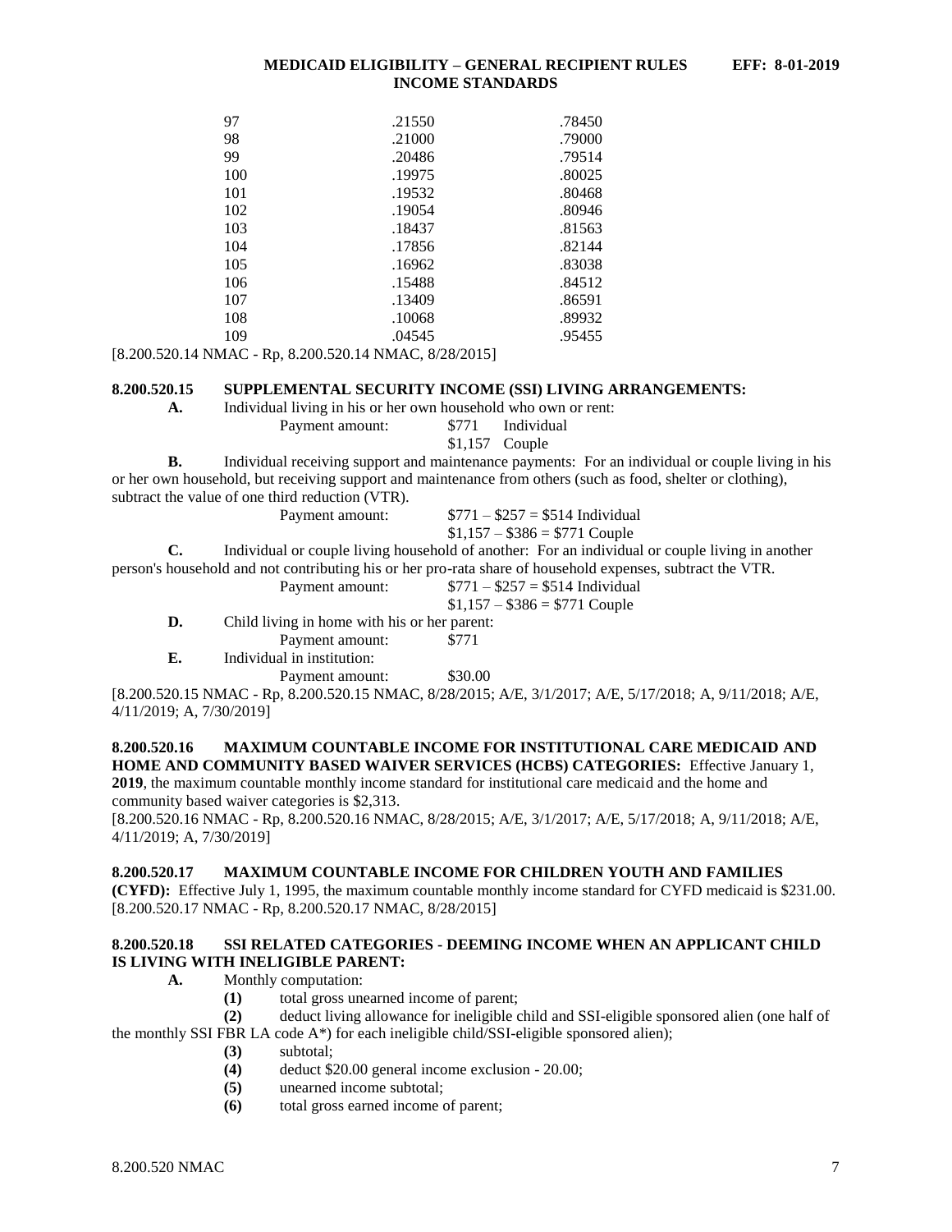| | | |
|---|---|---|
| 97 | .21550 | .78450 |
| 98 | .21000 | .79000 |
| 99 | .20486 | .79514 |
| 100 | .19975 | .80025 |
| 101 | .19532 | .80468 |
| 102 | .19054 | .80946 |
| 103 | .18437 | .81563 |
| 104 | .17856 | .82144 |
| 105 | .16962 | .83038 |
| 106 | .15488 | .84512 |
| 107 | .13409 | .86591 |
| 108 | .10068 | .89932 |
| 109 | .04545 | .95455 |

[8.200.520.14 NMAC - Rp, 8.200.520.14 NMAC, 8/28/2015]

**8.200.520.15 SUPPLEMENTAL SECURITY INCOME (SSI) LIVING ARRANGEMENTS:**

**A.** Individual living in his or her own household who own or rent:

Payment amount: $771 Individual
$1,157 Couple

**B.** Individual receiving support and maintenance payments: For an individual or couple living in his or her own household, but receiving support and maintenance from others (such as food, shelter or clothing), subtract the value of one third reduction (VTR).

Payment amount: $771 – $257 = $514 Individual
$1,157 – $386 = $771 Couple

**C.** Individual or couple living household of another: For an individual or couple living in another person's household and not contributing his or her pro-rata share of household expenses, subtract the VTR.

Payment amount: $771 – $257 = $514 Individual
$1,157 – $386 = $771 Couple

**D.** Child living in home with his or her parent:

Payment amount: $771

**E.** Individual in institution:

Payment amount: $30.00

[8.200.520.15 NMAC - Rp, 8.200.520.15 NMAC, 8/28/2015; A/E, 3/1/2017; A/E, 5/17/2018; A, 9/11/2018; A/E, 4/11/2019; A, 7/30/2019]

**8.200.520.16 MAXIMUM COUNTABLE INCOME FOR INSTITUTIONAL CARE MEDICAID AND HOME AND COMMUNITY BASED WAIVER SERVICES (HCBS) CATEGORIES:** Effective January 1, **2019**, the maximum countable monthly income standard for institutional care medicaid and the home and community based waiver categories is $2,313.

[8.200.520.16 NMAC - Rp, 8.200.520.16 NMAC, 8/28/2015; A/E, 3/1/2017; A/E, 5/17/2018; A, 9/11/2018; A/E, 4/11/2019; A, 7/30/2019]

**8.200.520.17 MAXIMUM COUNTABLE INCOME FOR CHILDREN YOUTH AND FAMILIES (CYFD):** Effective July 1, 1995, the maximum countable monthly income standard for CYFD medicaid is $231.00.

[8.200.520.17 NMAC - Rp, 8.200.520.17 NMAC, 8/28/2015]

**8.200.520.18 SSI RELATED CATEGORIES - DEEMING INCOME WHEN AN APPLICANT CHILD IS LIVING WITH INELIGIBLE PARENT:**

**A.** Monthly computation:

**(1)** total gross unearned income of parent;

**(2)** deduct living allowance for ineligible child and SSI-eligible sponsored alien (one half of the monthly SSI FBR LA code A*) for each ineligible child/SSI-eligible sponsored alien);

**(3)** subtotal;

**(4)** deduct $20.00 general income exclusion - 20.00;

**(5)** unearned income subtotal;

**(6)** total gross earned income of parent;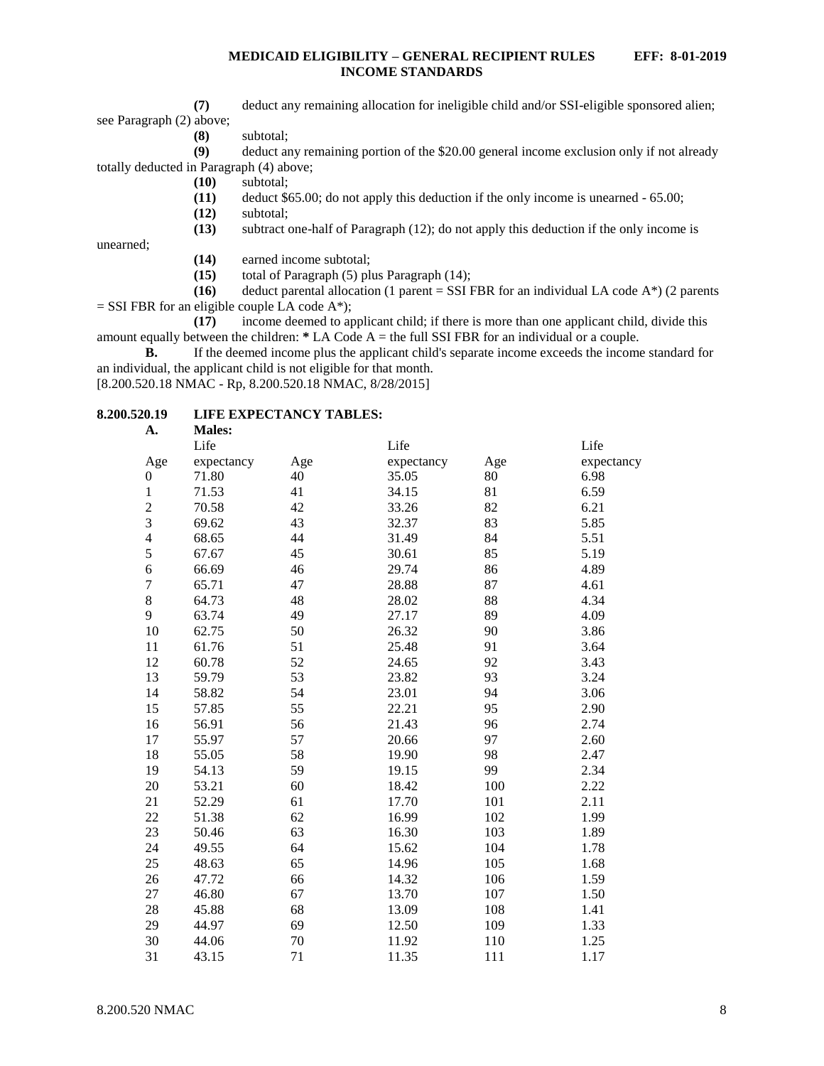**(7)** deduct any remaining allocation for ineligible child and/or SSI-eligible sponsored alien; see Paragraph (2) above;

**(8)** subtotal;

**(9)** deduct any remaining portion of the $20.00 general income exclusion only if not already totally deducted in Paragraph (4) above;

**(10)** subtotal;

**(11)** deduct $65.00; do not apply this deduction if the only income is unearned - 65.00;

**(12)** subtotal;

**(13)** subtract one-half of Paragraph (12); do not apply this deduction if the only income is unearned;

**(14)** earned income subtotal;

**(15)** total of Paragraph (5) plus Paragraph (14);

**(16)** deduct parental allocation (1 parent = SSI FBR for an individual LA code A*) (2 parents = SSI FBR for an eligible couple LA code A*);

**(17)** income deemed to applicant child; if there is more than one applicant child, divide this amount equally between the children: **\*** LA Code A = the full SSI FBR for an individual or a couple.

**B.** If the deemed income plus the applicant child's separate income exceeds the income standard for an individual, the applicant child is not eligible for that month.

[8.200.520.18 NMAC - Rp, 8.200.520.18 NMAC, 8/28/2015]

**8.200.520.19 LIFE EXPECTANCY TABLES:**

**A. Males:**

| Age | Life expectancy | Age | Life expectancy | Age | Life expectancy |
|---|---|---|---|---|---|
| 0 | 71.80 | 40 | 35.05 | 80 | 6.98 |
| 1 | 71.53 | 41 | 34.15 | 81 | 6.59 |
| 2 | 70.58 | 42 | 33.26 | 82 | 6.21 |
| 3 | 69.62 | 43 | 32.37 | 83 | 5.85 |
| 4 | 68.65 | 44 | 31.49 | 84 | 5.51 |
| 5 | 67.67 | 45 | 30.61 | 85 | 5.19 |
| 6 | 66.69 | 46 | 29.74 | 86 | 4.89 |
| 7 | 65.71 | 47 | 28.88 | 87 | 4.61 |
| 8 | 64.73 | 48 | 28.02 | 88 | 4.34 |
| 9 | 63.74 | 49 | 27.17 | 89 | 4.09 |
| 10 | 62.75 | 50 | 26.32 | 90 | 3.86 |
| 11 | 61.76 | 51 | 25.48 | 91 | 3.64 |
| 12 | 60.78 | 52 | 24.65 | 92 | 3.43 |
| 13 | 59.79 | 53 | 23.82 | 93 | 3.24 |
| 14 | 58.82 | 54 | 23.01 | 94 | 3.06 |
| 15 | 57.85 | 55 | 22.21 | 95 | 2.90 |
| 16 | 56.91 | 56 | 21.43 | 96 | 2.74 |
| 17 | 55.97 | 57 | 20.66 | 97 | 2.60 |
| 18 | 55.05 | 58 | 19.90 | 98 | 2.47 |
| 19 | 54.13 | 59 | 19.15 | 99 | 2.34 |
| 20 | 53.21 | 60 | 18.42 | 100 | 2.22 |
| 21 | 52.29 | 61 | 17.70 | 101 | 2.11 |
| 22 | 51.38 | 62 | 16.99 | 102 | 1.99 |
| 23 | 50.46 | 63 | 16.30 | 103 | 1.89 |
| 24 | 49.55 | 64 | 15.62 | 104 | 1.78 |
| 25 | 48.63 | 65 | 14.96 | 105 | 1.68 |
| 26 | 47.72 | 66 | 14.32 | 106 | 1.59 |
| 27 | 46.80 | 67 | 13.70 | 107 | 1.50 |
| 28 | 45.88 | 68 | 13.09 | 108 | 1.41 |
| 29 | 44.97 | 69 | 12.50 | 109 | 1.33 |
| 30 | 44.06 | 70 | 11.92 | 110 | 1.25 |
| 31 | 43.15 | 71 | 11.35 | 111 | 1.17 |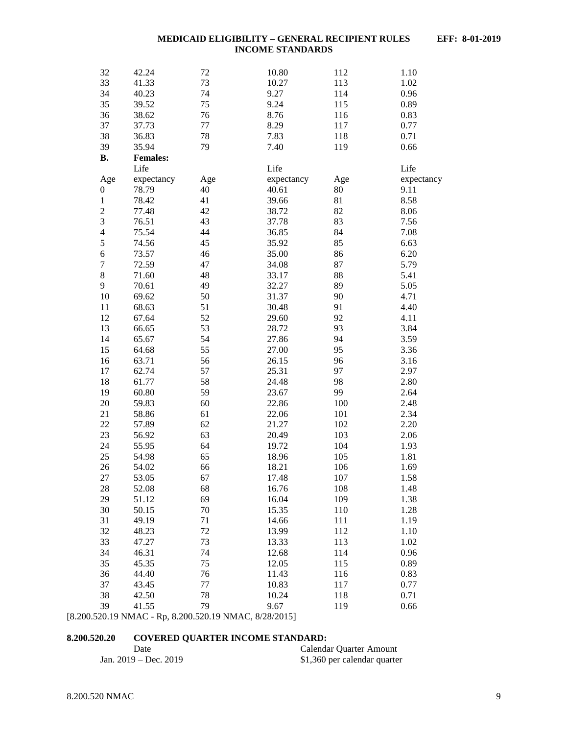| | | | | | |
|---|---|---|---|---|---|
| 32 | 42.24 | 72 | 10.80 | 112 | 1.10 |
| 33 | 41.33 | 73 | 10.27 | 113 | 1.02 |
| 34 | 40.23 | 74 | 9.27 | 114 | 0.96 |
| 35 | 39.52 | 75 | 9.24 | 115 | 0.89 |
| 36 | 38.62 | 76 | 8.76 | 116 | 0.83 |
| 37 | 37.73 | 77 | 8.29 | 117 | 0.77 |
| 38 | 36.83 | 78 | 7.83 | 118 | 0.71 |
| 39 | 35.94 | 79 | 7.40 | 119 | 0.66 |

**B. Females:**

| Age | Life expectancy | Age | Life expectancy | Age | Life expectancy |
|---|---|---|---|---|---|
| 0 | 78.79 | 40 | 40.61 | 80 | 9.11 |
| 1 | 78.42 | 41 | 39.66 | 81 | 8.58 |
| 2 | 77.48 | 42 | 38.72 | 82 | 8.06 |
| 3 | 76.51 | 43 | 37.78 | 83 | 7.56 |
| 4 | 75.54 | 44 | 36.85 | 84 | 7.08 |
| 5 | 74.56 | 45 | 35.92 | 85 | 6.63 |
| 6 | 73.57 | 46 | 35.00 | 86 | 6.20 |
| 7 | 72.59 | 47 | 34.08 | 87 | 5.79 |
| 8 | 71.60 | 48 | 33.17 | 88 | 5.41 |
| 9 | 70.61 | 49 | 32.27 | 89 | 5.05 |
| 10 | 69.62 | 50 | 31.37 | 90 | 4.71 |
| 11 | 68.63 | 51 | 30.48 | 91 | 4.40 |
| 12 | 67.64 | 52 | 29.60 | 92 | 4.11 |
| 13 | 66.65 | 53 | 28.72 | 93 | 3.84 |
| 14 | 65.67 | 54 | 27.86 | 94 | 3.59 |
| 15 | 64.68 | 55 | 27.00 | 95 | 3.36 |
| 16 | 63.71 | 56 | 26.15 | 96 | 3.16 |
| 17 | 62.74 | 57 | 25.31 | 97 | 2.97 |
| 18 | 61.77 | 58 | 24.48 | 98 | 2.80 |
| 19 | 60.80 | 59 | 23.67 | 99 | 2.64 |
| 20 | 59.83 | 60 | 22.86 | 100 | 2.48 |
| 21 | 58.86 | 61 | 22.06 | 101 | 2.34 |
| 22 | 57.89 | 62 | 21.27 | 102 | 2.20 |
| 23 | 56.92 | 63 | 20.49 | 103 | 2.06 |
| 24 | 55.95 | 64 | 19.72 | 104 | 1.93 |
| 25 | 54.98 | 65 | 18.96 | 105 | 1.81 |
| 26 | 54.02 | 66 | 18.21 | 106 | 1.69 |
| 27 | 53.05 | 67 | 17.48 | 107 | 1.58 |
| 28 | 52.08 | 68 | 16.76 | 108 | 1.48 |
| 29 | 51.12 | 69 | 16.04 | 109 | 1.38 |
| 30 | 50.15 | 70 | 15.35 | 110 | 1.28 |
| 31 | 49.19 | 71 | 14.66 | 111 | 1.19 |
| 32 | 48.23 | 72 | 13.99 | 112 | 1.10 |
| 33 | 47.27 | 73 | 13.33 | 113 | 1.02 |
| 34 | 46.31 | 74 | 12.68 | 114 | 0.96 |
| 35 | 45.35 | 75 | 12.05 | 115 | 0.89 |
| 36 | 44.40 | 76 | 11.43 | 116 | 0.83 |
| 37 | 43.45 | 77 | 10.83 | 117 | 0.77 |
| 38 | 42.50 | 78 | 10.24 | 118 | 0.71 |
| 39 | 41.55 | 79 | 9.67 | 119 | 0.66 |

[8.200.520.19 NMAC - Rp, 8.200.520.19 NMAC, 8/28/2015]

**8.200.520.20 COVERED QUARTER INCOME STANDARD:**

| Date | Calendar Quarter Amount |
|---|---|
| Jan. 2019 – Dec. 2019 | $1,360 per calendar quarter |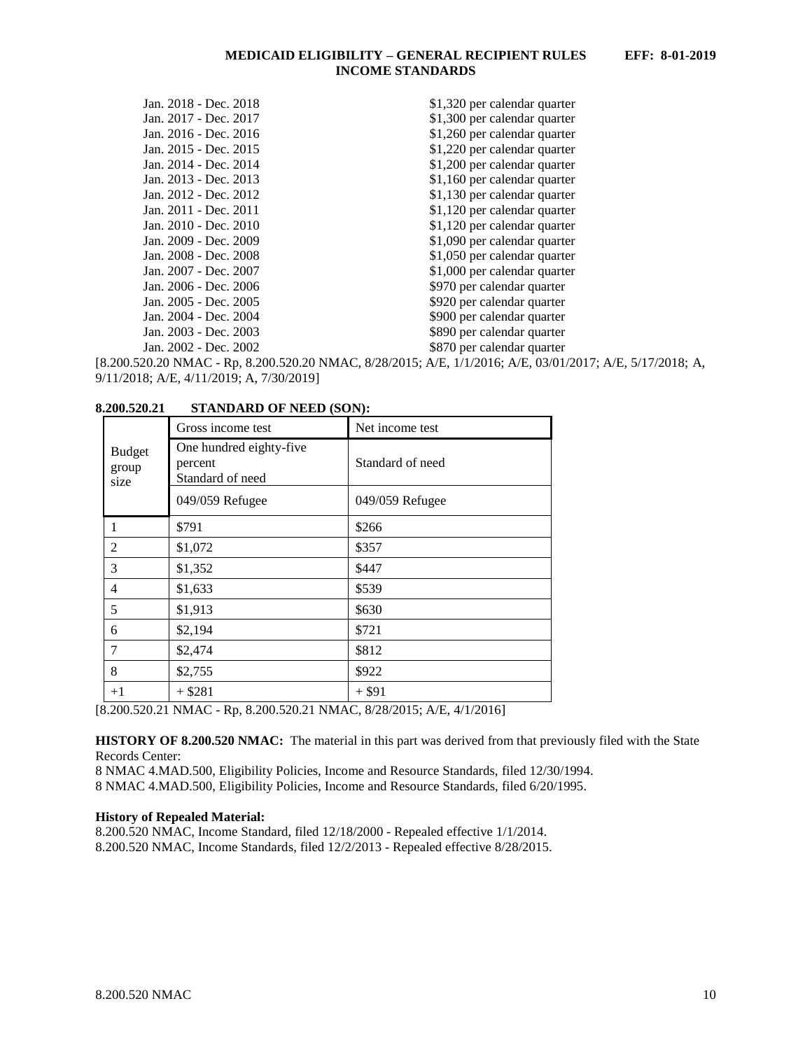| | |
|---|---|
| Jan. 2018 - Dec. 2018 | $1,320 per calendar quarter |
| Jan. 2017 - Dec. 2017 | $1,300 per calendar quarter |
| Jan. 2016 - Dec. 2016 | $1,260 per calendar quarter |
| Jan. 2015 - Dec. 2015 | $1,220 per calendar quarter |
| Jan. 2014 - Dec. 2014 | $1,200 per calendar quarter |
| Jan. 2013 - Dec. 2013 | $1,160 per calendar quarter |
| Jan. 2012 - Dec. 2012 | $1,130 per calendar quarter |
| Jan. 2011 - Dec. 2011 | $1,120 per calendar quarter |
| Jan. 2010 - Dec. 2010 | $1,120 per calendar quarter |
| Jan. 2009 - Dec. 2009 | $1,090 per calendar quarter |
| Jan. 2008 - Dec. 2008 | $1,050 per calendar quarter |
| Jan. 2007 - Dec. 2007 | $1,000 per calendar quarter |
| Jan. 2006 - Dec. 2006 | $970 per calendar quarter |
| Jan. 2005 - Dec. 2005 | $920 per calendar quarter |
| Jan. 2004 - Dec. 2004 | $900 per calendar quarter |
| Jan. 2003 - Dec. 2003 | $890 per calendar quarter |
| Jan. 2002 - Dec. 2002 | $870 per calendar quarter |

[8.200.520.20 NMAC - Rp, 8.200.520.20 NMAC, 8/28/2015; A/E, 1/1/2016; A/E, 03/01/2017; A/E, 5/17/2018; A, 9/11/2018; A/E, 4/11/2019; A, 7/30/2019]

**8.200.520.21 STANDARD OF NEED (SON):**

| Budget group size | Gross income test | Net income test |
|---|---|---|
| | One hundred eighty-five percent Standard of need | Standard of need |
| | 049/059 Refugee | 049/059 Refugee |
| 1 | $791 | $266 |
| 2 | $1,072 | $357 |
| 3 | $1,352 | $447 |
| 4 | $1,633 | $539 |
| 5 | $1,913 | $630 |
| 6 | $2,194 | $721 |
| 7 | $2,474 | $812 |
| 8 | $2,755 | $922 |
| +1 | + $281 | + $91 |

[8.200.520.21 NMAC - Rp, 8.200.520.21 NMAC, 8/28/2015; A/E, 4/1/2016]

**HISTORY OF 8.200.520 NMAC:** The material in this part was derived from that previously filed with the State Records Center:

8 NMAC 4.MAD.500, Eligibility Policies, Income and Resource Standards, filed 12/30/1994.
8 NMAC 4.MAD.500, Eligibility Policies, Income and Resource Standards, filed 6/20/1995.

**History of Repealed Material:**

8.200.520 NMAC, Income Standard, filed 12/18/2000 - Repealed effective 1/1/2014.
8.200.520 NMAC, Income Standards, filed 12/2/2013 - Repealed effective 8/28/2015.